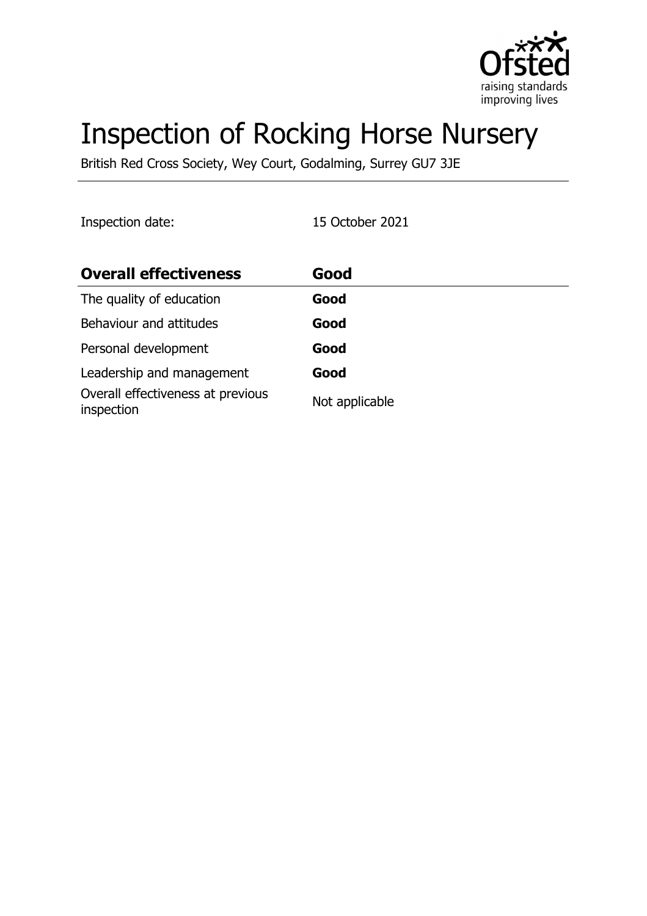# Inspection of Rocking Horse Nursery

British Red Cross Society, Wey Court, Godalming, Surrey GU7 3JE

Inspection date: 15 October 2021

| **Overall effectiveness** | **Good** |
| --- | --- |
| The quality of education | **Good** |
| Behaviour and attitudes | **Good** |
| Personal development | **Good** |
| Leadership and management | **Good** |
| Overall effectiveness at previous inspection | Not applicable |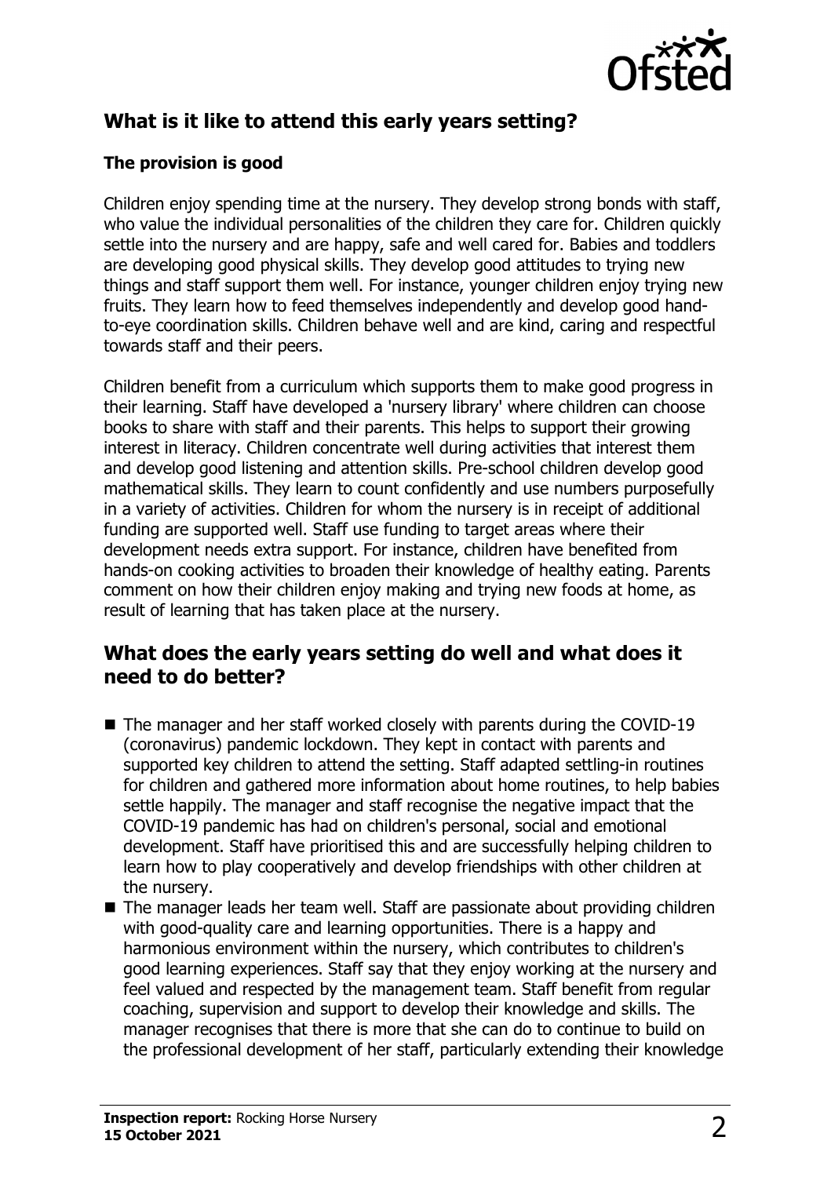## What is it like to attend this early years setting?

### The provision is good

Children enjoy spending time at the nursery. They develop strong bonds with staff, who value the individual personalities of the children they care for. Children quickly settle into the nursery and are happy, safe and well cared for. Babies and toddlers are developing good physical skills. They develop good attitudes to trying new things and staff support them well. For instance, younger children enjoy trying new fruits. They learn how to feed themselves independently and develop good hand-to-eye coordination skills. Children behave well and are kind, caring and respectful towards staff and their peers.

Children benefit from a curriculum which supports them to make good progress in their learning. Staff have developed a 'nursery library' where children can choose books to share with staff and their parents. This helps to support their growing interest in literacy. Children concentrate well during activities that interest them and develop good listening and attention skills. Pre-school children develop good mathematical skills. They learn to count confidently and use numbers purposefully in a variety of activities. Children for whom the nursery is in receipt of additional funding are supported well. Staff use funding to target areas where their development needs extra support. For instance, children have benefited from hands-on cooking activities to broaden their knowledge of healthy eating. Parents comment on how their children enjoy making and trying new foods at home, as result of learning that has taken place at the nursery.

## What does the early years setting do well and what does it need to do better?

- The manager and her staff worked closely with parents during the COVID-19 (coronavirus) pandemic lockdown. They kept in contact with parents and supported key children to attend the setting. Staff adapted settling-in routines for children and gathered more information about home routines, to help babies settle happily. The manager and staff recognise the negative impact that the COVID-19 pandemic has had on children's personal, social and emotional development. Staff have prioritised this and are successfully helping children to learn how to play cooperatively and develop friendships with other children at the nursery.
- The manager leads her team well. Staff are passionate about providing children with good-quality care and learning opportunities. There is a happy and harmonious environment within the nursery, which contributes to children's good learning experiences. Staff say that they enjoy working at the nursery and feel valued and respected by the management team. Staff benefit from regular coaching, supervision and support to develop their knowledge and skills. The manager recognises that there is more that she can do to continue to build on the professional development of her staff, particularly extending their knowledge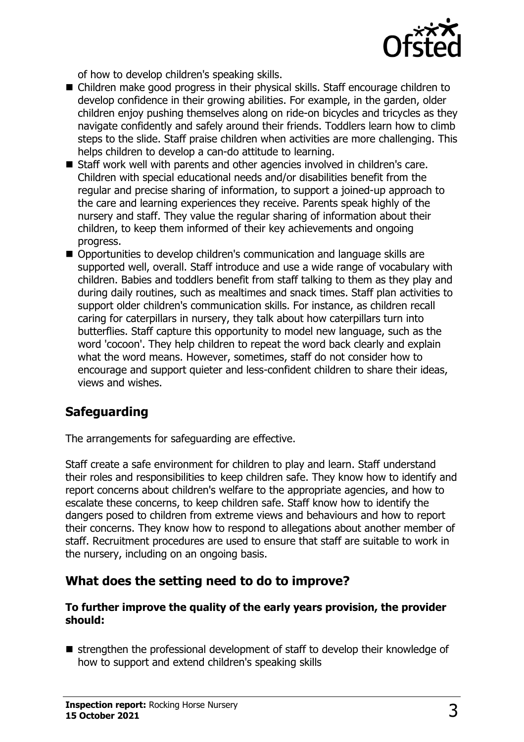of how to develop children's speaking skills.

- Children make good progress in their physical skills. Staff encourage children to develop confidence in their growing abilities. For example, in the garden, older children enjoy pushing themselves along on ride-on bicycles and tricycles as they navigate confidently and safely around their friends. Toddlers learn how to climb steps to the slide. Staff praise children when activities are more challenging. This helps children to develop a can-do attitude to learning.
- Staff work well with parents and other agencies involved in children's care. Children with special educational needs and/or disabilities benefit from the regular and precise sharing of information, to support a joined-up approach to the care and learning experiences they receive. Parents speak highly of the nursery and staff. They value the regular sharing of information about their children, to keep them informed of their key achievements and ongoing progress.
- Opportunities to develop children's communication and language skills are supported well, overall. Staff introduce and use a wide range of vocabulary with children. Babies and toddlers benefit from staff talking to them as they play and during daily routines, such as mealtimes and snack times. Staff plan activities to support older children's communication skills. For instance, as children recall caring for caterpillars in nursery, they talk about how caterpillars turn into butterflies. Staff capture this opportunity to model new language, such as the word 'cocoon'. They help children to repeat the word back clearly and explain what the word means. However, sometimes, staff do not consider how to encourage and support quieter and less-confident children to share their ideas, views and wishes.

## Safeguarding

The arrangements for safeguarding are effective.

Staff create a safe environment for children to play and learn. Staff understand their roles and responsibilities to keep children safe. They know how to identify and report concerns about children's welfare to the appropriate agencies, and how to escalate these concerns, to keep children safe. Staff know how to identify the dangers posed to children from extreme views and behaviours and how to report their concerns. They know how to respond to allegations about another member of staff. Recruitment procedures are used to ensure that staff are suitable to work in the nursery, including on an ongoing basis.

## What does the setting need to do to improve?

**To further improve the quality of the early years provision, the provider should:**

- strengthen the professional development of staff to develop their knowledge of how to support and extend children's speaking skills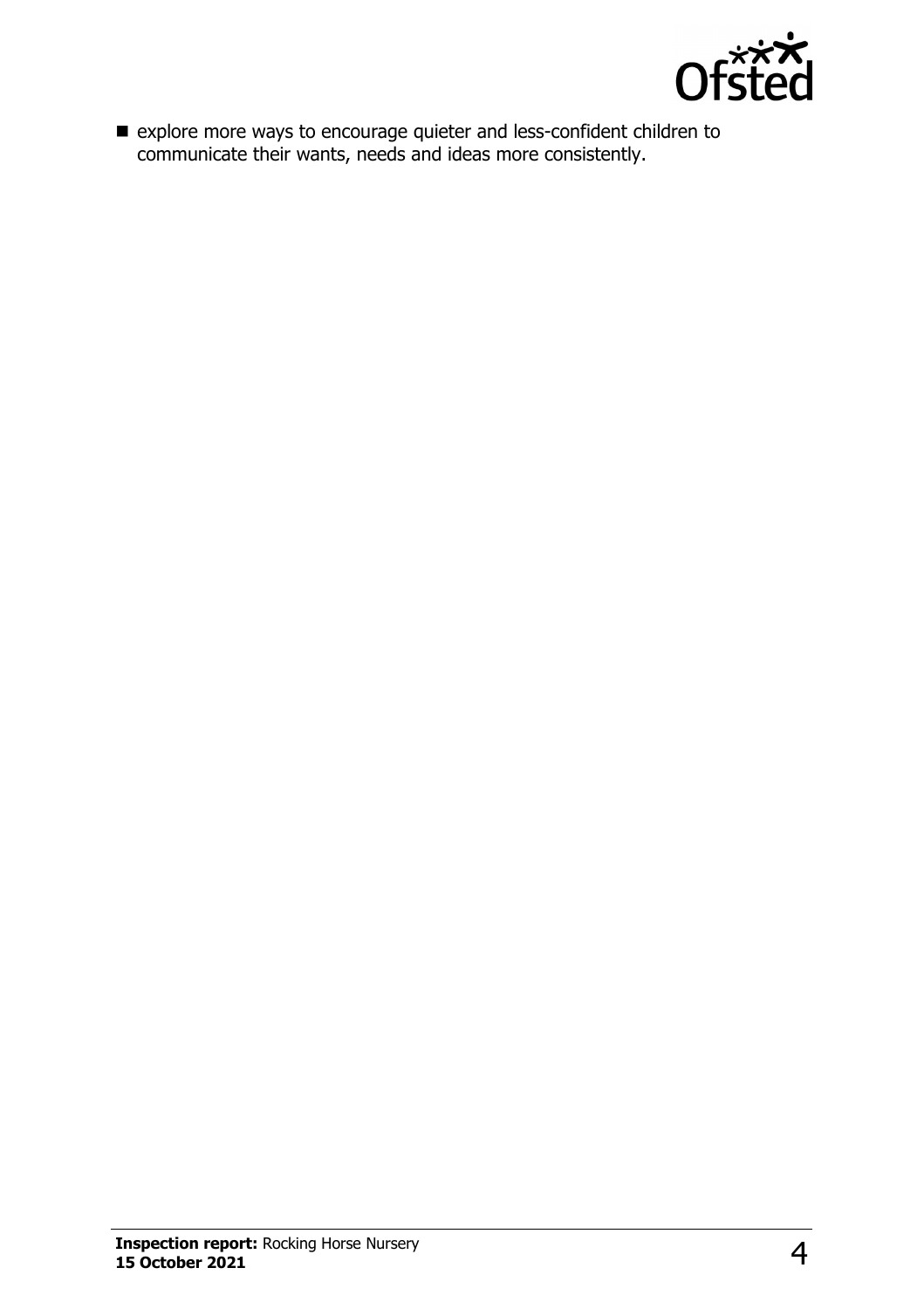- explore more ways to encourage quieter and less-confident children to communicate their wants, needs and ideas more consistently.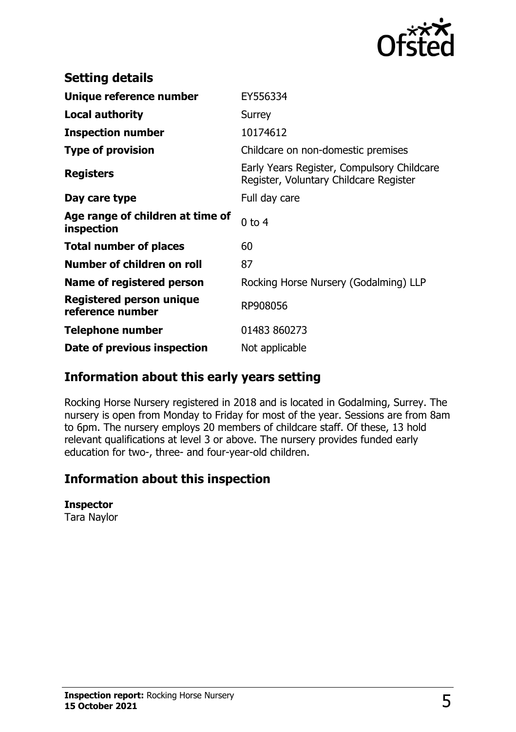## Setting details

| | |
|---|---|
| **Unique reference number** | EY556334 |
| **Local authority** | Surrey |
| **Inspection number** | 10174612 |
| **Type of provision** | Childcare on non-domestic premises |
| **Registers** | Early Years Register, Compulsory Childcare Register, Voluntary Childcare Register |
| **Day care type** | Full day care |
| **Age range of children at time of inspection** | 0 to 4 |
| **Total number of places** | 60 |
| **Number of children on roll** | 87 |
| **Name of registered person** | Rocking Horse Nursery (Godalming) LLP |
| **Registered person unique reference number** | RP908056 |
| **Telephone number** | 01483 860273 |
| **Date of previous inspection** | Not applicable |

## Information about this early years setting

Rocking Horse Nursery registered in 2018 and is located in Godalming, Surrey. The nursery is open from Monday to Friday for most of the year. Sessions are from 8am to 6pm. The nursery employs 20 members of childcare staff. Of these, 13 hold relevant qualifications at level 3 or above. The nursery provides funded early education for two-, three- and four-year-old children.

## Information about this inspection

**Inspector**
Tara Naylor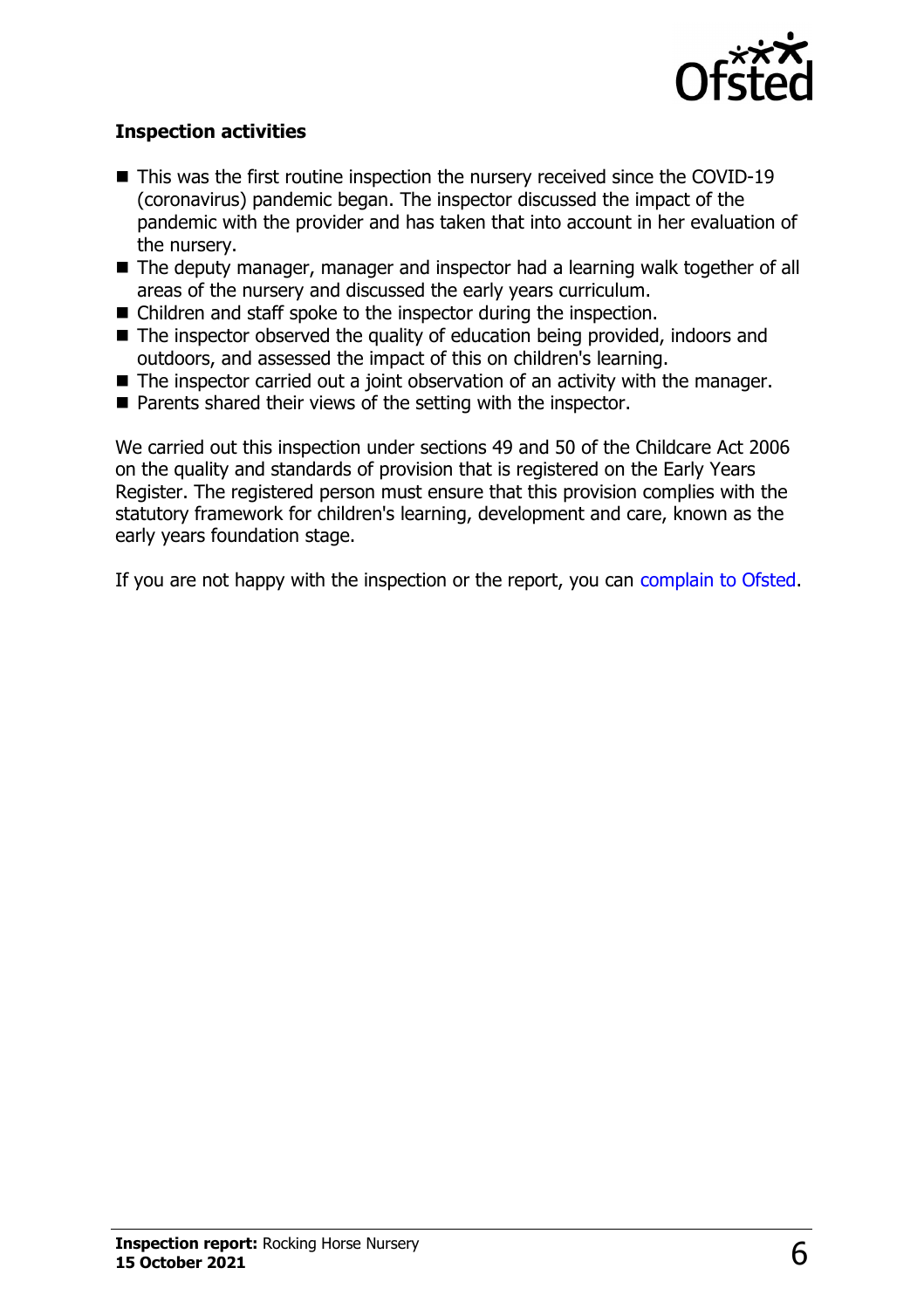### Inspection activities

- This was the first routine inspection the nursery received since the COVID-19 (coronavirus) pandemic began. The inspector discussed the impact of the pandemic with the provider and has taken that into account in her evaluation of the nursery.
- The deputy manager, manager and inspector had a learning walk together of all areas of the nursery and discussed the early years curriculum.
- Children and staff spoke to the inspector during the inspection.
- The inspector observed the quality of education being provided, indoors and outdoors, and assessed the impact of this on children's learning.
- The inspector carried out a joint observation of an activity with the manager.
- Parents shared their views of the setting with the inspector.

We carried out this inspection under sections 49 and 50 of the Childcare Act 2006 on the quality and standards of provision that is registered on the Early Years Register. The registered person must ensure that this provision complies with the statutory framework for children's learning, development and care, known as the early years foundation stage.

If you are not happy with the inspection or the report, you can complain to Ofsted.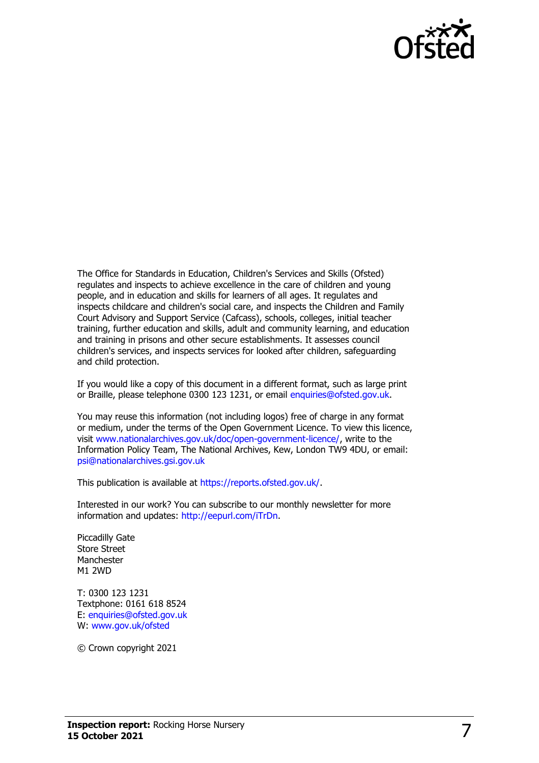The Office for Standards in Education, Children's Services and Skills (Ofsted) regulates and inspects to achieve excellence in the care of children and young people, and in education and skills for learners of all ages. It regulates and inspects childcare and children's social care, and inspects the Children and Family Court Advisory and Support Service (Cafcass), schools, colleges, initial teacher training, further education and skills, adult and community learning, and education and training in prisons and other secure establishments. It assesses council children's services, and inspects services for looked after children, safeguarding and child protection.

If you would like a copy of this document in a different format, such as large print or Braille, please telephone 0300 123 1231, or email enquiries@ofsted.gov.uk.

You may reuse this information (not including logos) free of charge in any format or medium, under the terms of the Open Government Licence. To view this licence, visit www.nationalarchives.gov.uk/doc/open-government-licence/, write to the Information Policy Team, The National Archives, Kew, London TW9 4DU, or email: psi@nationalarchives.gsi.gov.uk

This publication is available at https://reports.ofsted.gov.uk/.

Interested in our work? You can subscribe to our monthly newsletter for more information and updates: http://eepurl.com/iTrDn.

Piccadilly Gate
Store Street
Manchester
M1 2WD

T: 0300 123 1231
Textphone: 0161 618 8524
E: enquiries@ofsted.gov.uk
W: www.gov.uk/ofsted

© Crown copyright 2021